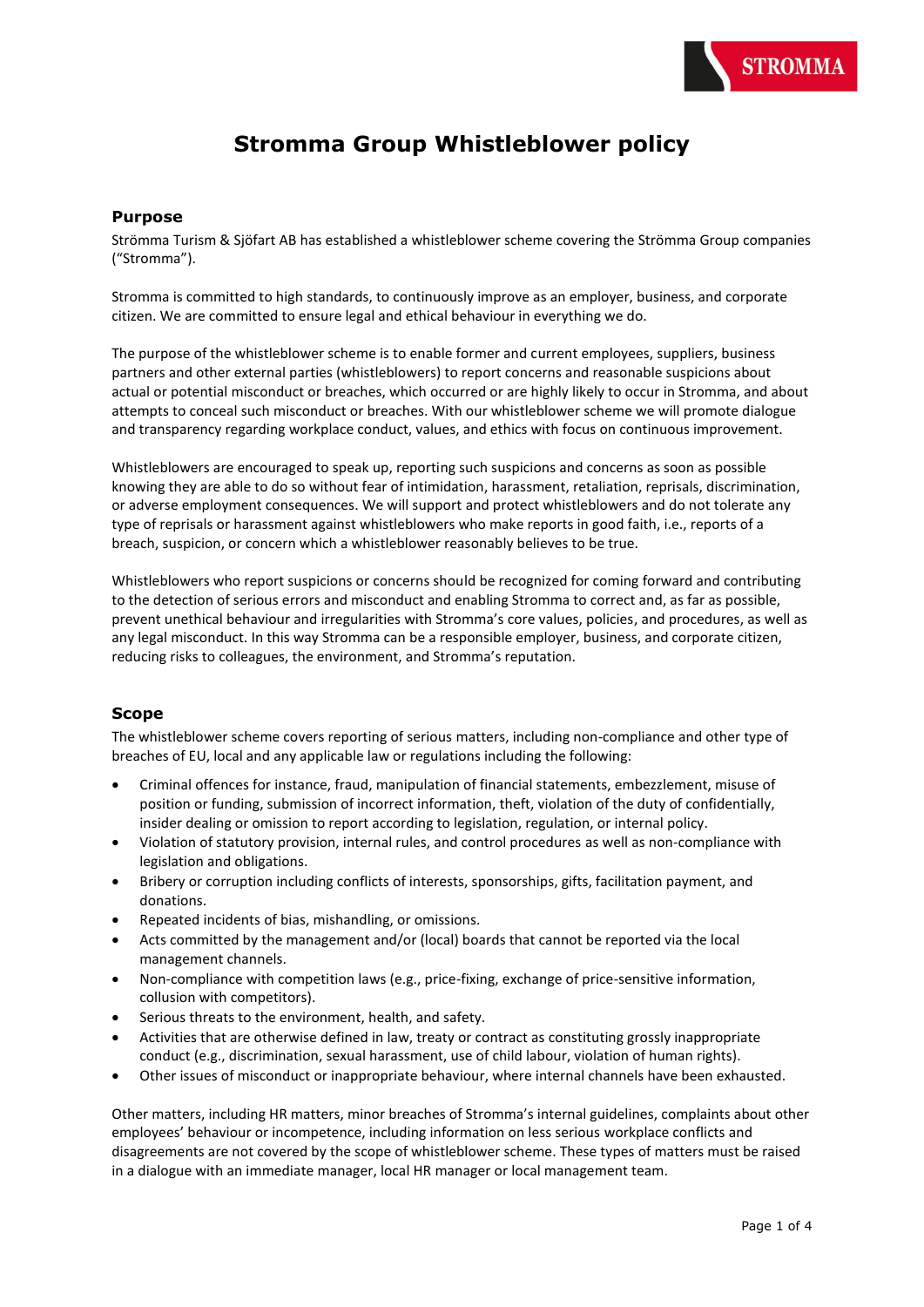# Stromma Group Whistleblower policy

## Purpose

Strömma Turism & Sjöfart AB has established a whistleblower scheme covering the Strömma Group companies ("Stromma").

Stromma is committed to high standards, to continuously improve as an employer, business, and corporate citizen. We are committed to ensure legal and ethical behaviour in everything we do.

The purpose of the whistleblower scheme is to enable former and current employees, suppliers, business partners and other external parties (whistleblowers) to report concerns and reasonable suspicions about actual or potential misconduct or breaches, which occurred or are highly likely to occur in Stromma, and about attempts to conceal such misconduct or breaches. With our whistleblower scheme we will promote dialogue and transparency regarding workplace conduct, values, and ethics with focus on continuous improvement.

Whistleblowers are encouraged to speak up, reporting such suspicions and concerns as soon as possible knowing they are able to do so without fear of intimidation, harassment, retaliation, reprisals, discrimination, or adverse employment consequences. We will support and protect whistleblowers and do not tolerate any type of reprisals or harassment against whistleblowers who make reports in good faith, i.e., reports of a breach, suspicion, or concern which a whistleblower reasonably believes to be true.

Whistleblowers who report suspicions or concerns should be recognized for coming forward and contributing to the detection of serious errors and misconduct and enabling Stromma to correct and, as far as possible, prevent unethical behaviour and irregularities with Stromma's core values, policies, and procedures, as well as any legal misconduct. In this way Stromma can be a responsible employer, business, and corporate citizen, reducing risks to colleagues, the environment, and Stromma's reputation.

## Scope

The whistleblower scheme covers reporting of serious matters, including non-compliance and other type of breaches of EU, local and any applicable law or regulations including the following:

- Criminal offences for instance, fraud, manipulation of financial statements, embezzlement, misuse of position or funding, submission of incorrect information, theft, violation of the duty of confidentially, insider dealing or omission to report according to legislation, regulation, or internal policy.
- Violation of statutory provision, internal rules, and control procedures as well as non-compliance with legislation and obligations.
- Bribery or corruption including conflicts of interests, sponsorships, gifts, facilitation payment, and donations.
- Repeated incidents of bias, mishandling, or omissions.
- Acts committed by the management and/or (local) boards that cannot be reported via the local management channels.
- Non-compliance with competition laws (e.g., price-fixing, exchange of price-sensitive information, collusion with competitors).
- Serious threats to the environment, health, and safety.
- Activities that are otherwise defined in law, treaty or contract as constituting grossly inappropriate conduct (e.g., discrimination, sexual harassment, use of child labour, violation of human rights).
- Other issues of misconduct or inappropriate behaviour, where internal channels have been exhausted.

Other matters, including HR matters, minor breaches of Stromma's internal guidelines, complaints about other employees' behaviour or incompetence, including information on less serious workplace conflicts and disagreements are not covered by the scope of whistleblower scheme. These types of matters must be raised in a dialogue with an immediate manager, local HR manager or local management team.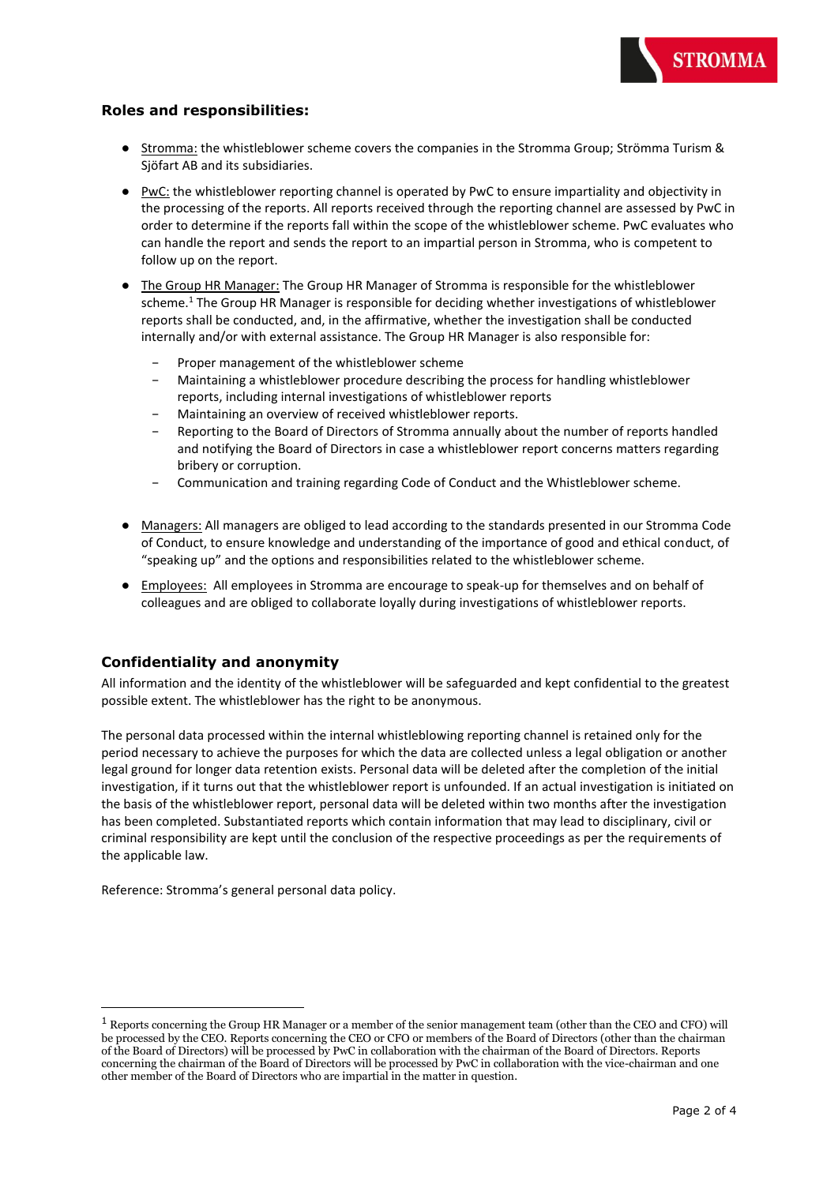### Roles and responsibilities:

- Stromma: the whistleblower scheme covers the companies in the Stromma Group; Strömma Turism & Sjöfart AB and its subsidiaries.
- PwC: the whistleblower reporting channel is operated by PwC to ensure impartiality and objectivity in the processing of the reports. All reports received through the reporting channel are assessed by PwC in order to determine if the reports fall within the scope of the whistleblower scheme. PwC evaluates who can handle the report and sends the report to an impartial person in Stromma, who is competent to follow up on the report.
- The Group HR Manager: The Group HR Manager of Stromma is responsible for the whistleblower scheme.[1] The Group HR Manager is responsible for deciding whether investigations of whistleblower reports shall be conducted, and, in the affirmative, whether the investigation shall be conducted internally and/or with external assistance. The Group HR Manager is also responsible for:
  - Proper management of the whistleblower scheme
  - Maintaining a whistleblower procedure describing the process for handling whistleblower reports, including internal investigations of whistleblower reports
  - Maintaining an overview of received whistleblower reports.
  - Reporting to the Board of Directors of Stromma annually about the number of reports handled and notifying the Board of Directors in case a whistleblower report concerns matters regarding bribery or corruption.
  - Communication and training regarding Code of Conduct and the Whistleblower scheme.
- Managers: All managers are obliged to lead according to the standards presented in our Stromma Code of Conduct, to ensure knowledge and understanding of the importance of good and ethical conduct, of "speaking up" and the options and responsibilities related to the whistleblower scheme.
- Employees: All employees in Stromma are encourage to speak-up for themselves and on behalf of colleagues and are obliged to collaborate loyally during investigations of whistleblower reports.

### Confidentiality and anonymity

All information and the identity of the whistleblower will be safeguarded and kept confidential to the greatest possible extent. The whistleblower has the right to be anonymous.

The personal data processed within the internal whistleblowing reporting channel is retained only for the period necessary to achieve the purposes for which the data are collected unless a legal obligation or another legal ground for longer data retention exists. Personal data will be deleted after the completion of the initial investigation, if it turns out that the whistleblower report is unfounded. If an actual investigation is initiated on the basis of the whistleblower report, personal data will be deleted within two months after the investigation has been completed. Substantiated reports which contain information that may lead to disciplinary, civil or criminal responsibility are kept until the conclusion of the respective proceedings as per the requirements of the applicable law.

Reference: Stromma's general personal data policy.

[1] Reports concerning the Group HR Manager or a member of the senior management team (other than the CEO and CFO) will be processed by the CEO. Reports concerning the CEO or CFO or members of the Board of Directors (other than the chairman of the Board of Directors) will be processed by PwC in collaboration with the chairman of the Board of Directors. Reports concerning the chairman of the Board of Directors will be processed by PwC in collaboration with the vice-chairman and one other member of the Board of Directors who are impartial in the matter in question.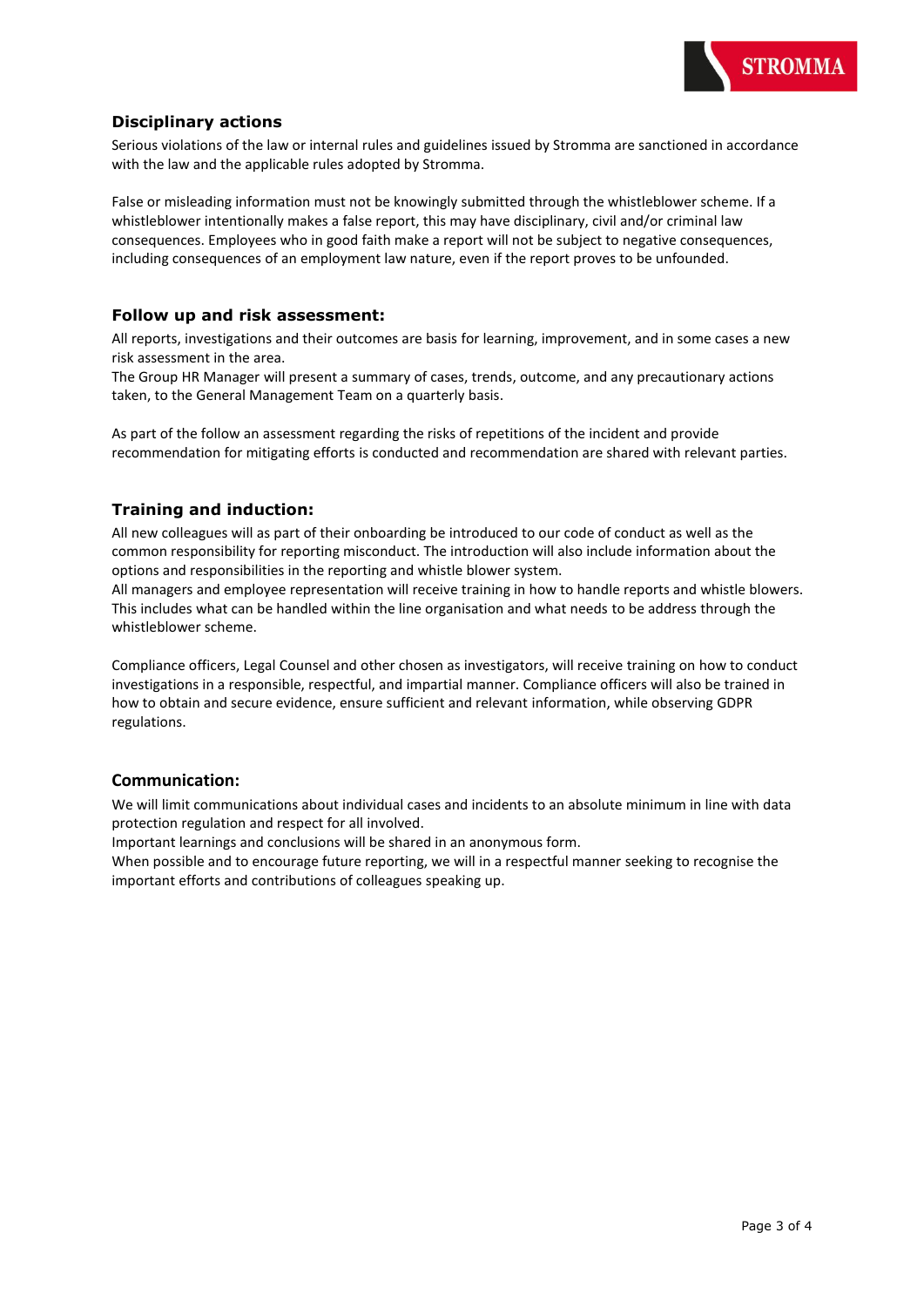## Disciplinary actions

Serious violations of the law or internal rules and guidelines issued by Stromma are sanctioned in accordance with the law and the applicable rules adopted by Stromma.

False or misleading information must not be knowingly submitted through the whistleblower scheme. If a whistleblower intentionally makes a false report, this may have disciplinary, civil and/or criminal law consequences. Employees who in good faith make a report will not be subject to negative consequences, including consequences of an employment law nature, even if the report proves to be unfounded.

## Follow up and risk assessment:

All reports, investigations and their outcomes are basis for learning, improvement, and in some cases a new risk assessment in the area.
The Group HR Manager will present a summary of cases, trends, outcome, and any precautionary actions taken, to the General Management Team on a quarterly basis.

As part of the follow an assessment regarding the risks of repetitions of the incident and provide recommendation for mitigating efforts is conducted and recommendation are shared with relevant parties.

## Training and induction:

All new colleagues will as part of their onboarding be introduced to our code of conduct as well as the common responsibility for reporting misconduct. The introduction will also include information about the options and responsibilities in the reporting and whistle blower system.
All managers and employee representation will receive training in how to handle reports and whistle blowers. This includes what can be handled within the line organisation and what needs to be address through the whistleblower scheme.

Compliance officers, Legal Counsel and other chosen as investigators, will receive training on how to conduct investigations in a responsible, respectful, and impartial manner. Compliance officers will also be trained in how to obtain and secure evidence, ensure sufficient and relevant information, while observing GDPR regulations.

## Communication:

We will limit communications about individual cases and incidents to an absolute minimum in line with data protection regulation and respect for all involved.
Important learnings and conclusions will be shared in an anonymous form.
When possible and to encourage future reporting, we will in a respectful manner seeking to recognise the important efforts and contributions of colleagues speaking up.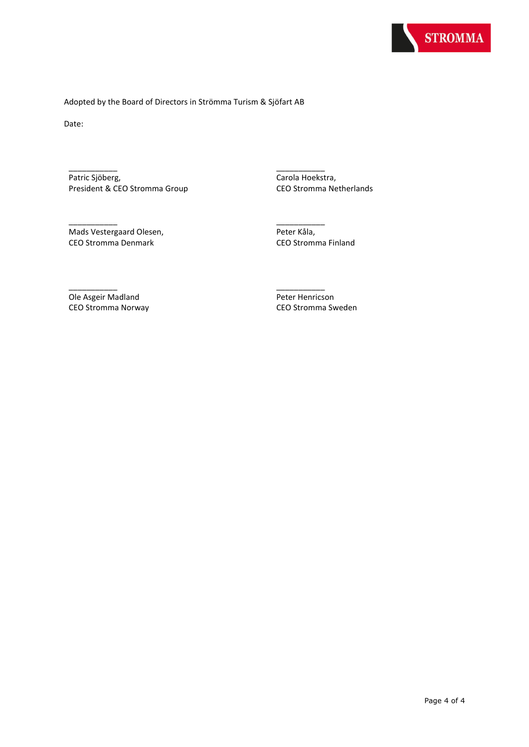Adopted by the Board of Directors in Strömma Turism & Sjöfart AB

Date:

| | |
|---|---|
| ___________ | ___________ |
| Patric Sjöberg, | Carola Hoekstra, |
| President & CEO Stromma Group | CEO Stromma Netherlands |
| ___________ | ___________ |
| Mads Vestergaard Olesen, | Peter Kåla, |
| CEO Stromma Denmark | CEO Stromma Finland |
| ___________ | ___________ |
| Ole Asgeir Madland | Peter Henricson |
| CEO Stromma Norway | CEO Stromma Sweden |